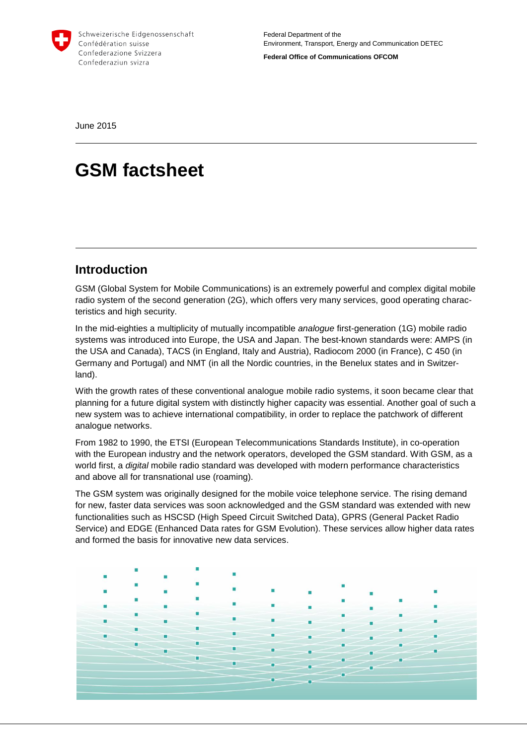Schweizerische Eidgenossenschaft
Confédération suisse
Confederazione Svizzera
Confederaziun svizra

Federal Department of the
Environment, Transport, Energy and Communication DETEC

**Federal Office of Communications OFCOM**

June 2015

# GSM factsheet

## Introduction

GSM (Global System for Mobile Communications) is an extremely powerful and complex digital mobile radio system of the second generation (2G), which offers very many services, good operating characteristics and high security.

In the mid-eighties a multiplicity of mutually incompatible *analogue* first-generation (1G) mobile radio systems was introduced into Europe, the USA and Japan. The best-known standards were: AMPS (in the USA and Canada), TACS (in England, Italy and Austria), Radiocom 2000 (in France), C 450 (in Germany and Portugal) and NMT (in all the Nordic countries, in the Benelux states and in Switzerland).

With the growth rates of these conventional analogue mobile radio systems, it soon became clear that planning for a future digital system with distinctly higher capacity was essential. Another goal of such a new system was to achieve international compatibility, in order to replace the patchwork of different analogue networks.

From 1982 to 1990, the ETSI (European Telecommunications Standards Institute), in co-operation with the European industry and the network operators, developed the GSM standard. With GSM, as a world first, a *digital* mobile radio standard was developed with modern performance characteristics and above all for transnational use (roaming).

The GSM system was originally designed for the mobile voice telephone service. The rising demand for new, faster data services was soon acknowledged and the GSM standard was extended with new functionalities such as HSCSD (High Speed Circuit Switched Data), GPRS (General Packet Radio Service) and EDGE (Enhanced Data rates for GSM Evolution). These services allow higher data rates and formed the basis for innovative new data services.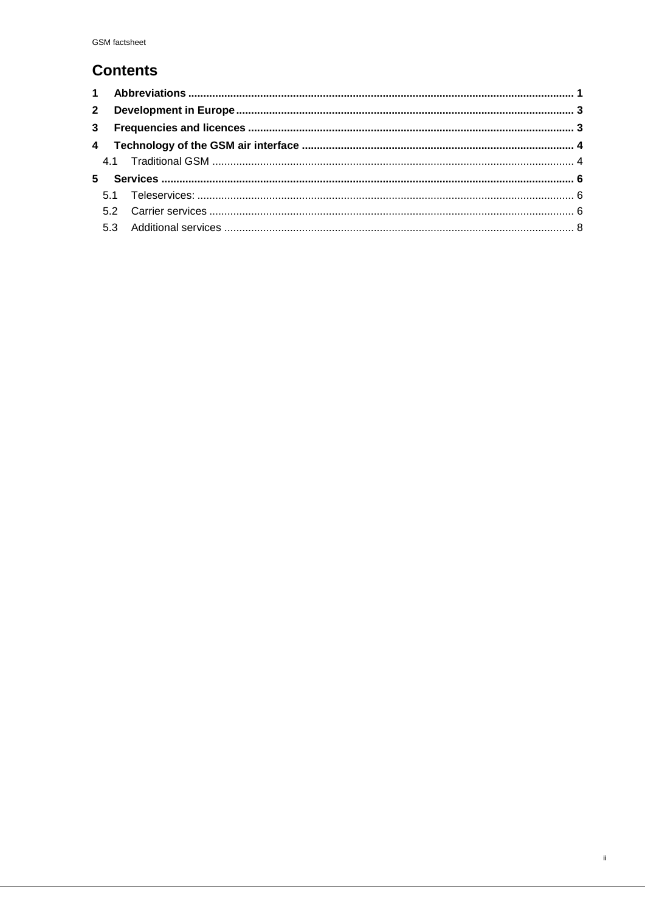# Contents

**1 Abbreviations** .......... **1**

**2 Development in Europe** .......... **3**

**3 Frequencies and licences** .......... **3**

**4 Technology of the GSM air interface** .......... **4**

4.1 Traditional GSM .......... 4

**5 Services** .......... **6**

5.1 Teleservices: .......... 6

5.2 Carrier services .......... 6

5.3 Additional services .......... 8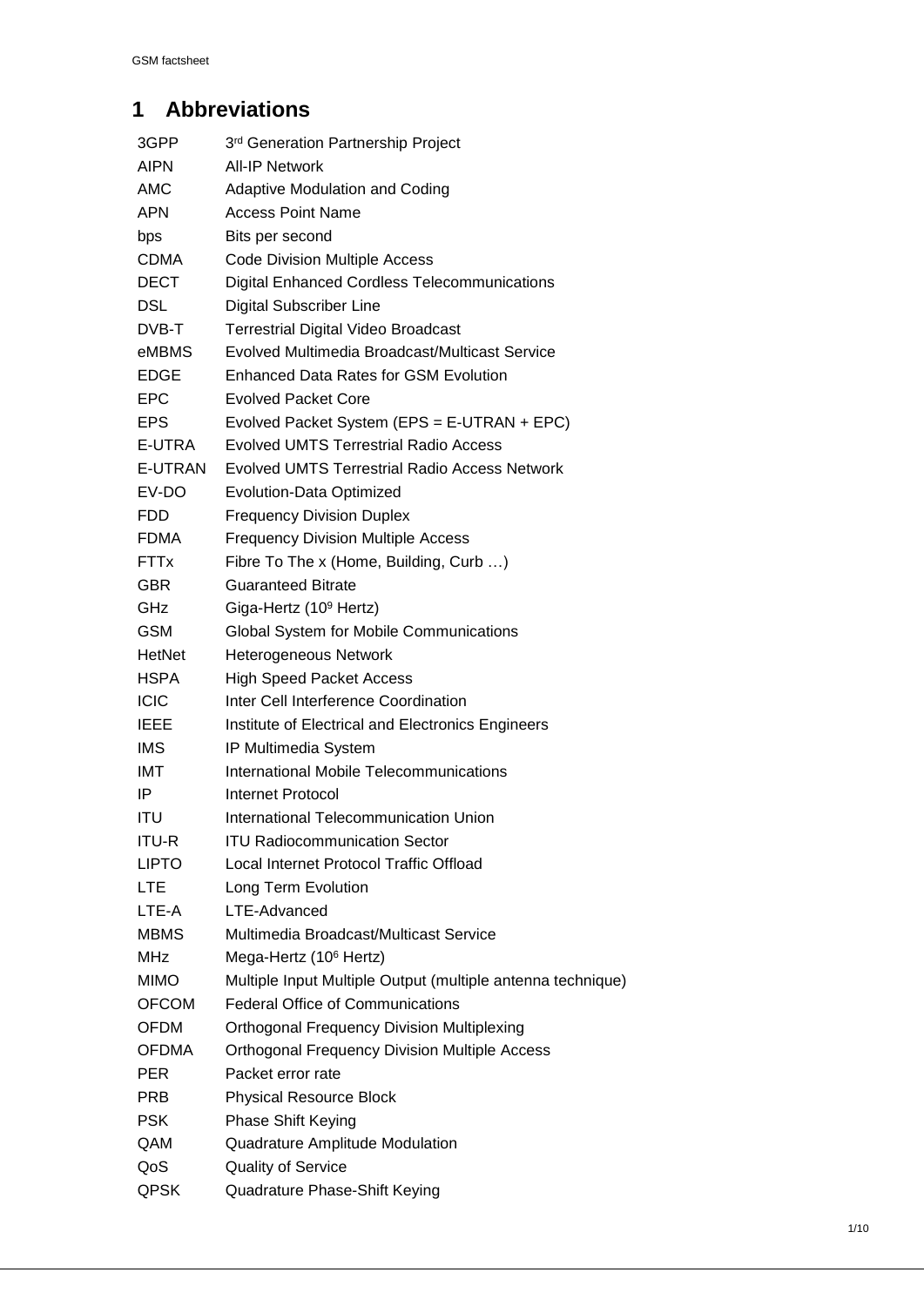# 1 Abbreviations

| | |
|---|---|
| 3GPP | 3rd Generation Partnership Project |
| AIPN | All-IP Network |
| AMC | Adaptive Modulation and Coding |
| APN | Access Point Name |
| bps | Bits per second |
| CDMA | Code Division Multiple Access |
| DECT | Digital Enhanced Cordless Telecommunications |
| DSL | Digital Subscriber Line |
| DVB-T | Terrestrial Digital Video Broadcast |
| eMBMS | Evolved Multimedia Broadcast/Multicast Service |
| EDGE | Enhanced Data Rates for GSM Evolution |
| EPC | Evolved Packet Core |
| EPS | Evolved Packet System (EPS = E-UTRAN + EPC) |
| E-UTRA | Evolved UMTS Terrestrial Radio Access |
| E-UTRAN | Evolved UMTS Terrestrial Radio Access Network |
| EV-DO | Evolution-Data Optimized |
| FDD | Frequency Division Duplex |
| FDMA | Frequency Division Multiple Access |
| FTTx | Fibre To The x (Home, Building, Curb …) |
| GBR | Guaranteed Bitrate |
| GHz | Giga-Hertz ($10^9$ Hertz) |
| GSM | Global System for Mobile Communications |
| HetNet | Heterogeneous Network |
| HSPA | High Speed Packet Access |
| ICIC | Inter Cell Interference Coordination |
| IEEE | Institute of Electrical and Electronics Engineers |
| IMS | IP Multimedia System |
| IMT | International Mobile Telecommunications |
| IP | Internet Protocol |
| ITU | International Telecommunication Union |
| ITU-R | ITU Radiocommunication Sector |
| LIPTO | Local Internet Protocol Traffic Offload |
| LTE | Long Term Evolution |
| LTE-A | LTE-Advanced |
| MBMS | Multimedia Broadcast/Multicast Service |
| MHz | Mega-Hertz ($10^6$ Hertz) |
| MIMO | Multiple Input Multiple Output (multiple antenna technique) |
| OFCOM | Federal Office of Communications |
| OFDM | Orthogonal Frequency Division Multiplexing |
| OFDMA | Orthogonal Frequency Division Multiple Access |
| PER | Packet error rate |
| PRB | Physical Resource Block |
| PSK | Phase Shift Keying |
| QAM | Quadrature Amplitude Modulation |
| QoS | Quality of Service |
| QPSK | Quadrature Phase-Shift Keying |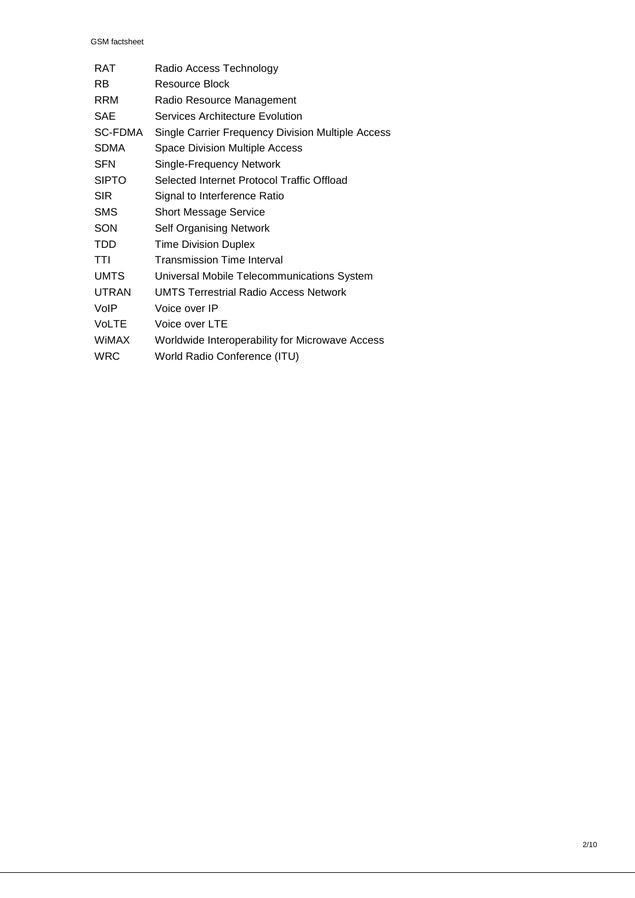| | |
|---|---|
| RAT | Radio Access Technology |
| RB | Resource Block |
| RRM | Radio Resource Management |
| SAE | Services Architecture Evolution |
| SC-FDMA | Single Carrier Frequency Division Multiple Access |
| SDMA | Space Division Multiple Access |
| SFN | Single-Frequency Network |
| SIPTO | Selected Internet Protocol Traffic Offload |
| SIR | Signal to Interference Ratio |
| SMS | Short Message Service |
| SON | Self Organising Network |
| TDD | Time Division Duplex |
| TTI | Transmission Time Interval |
| UMTS | Universal Mobile Telecommunications System |
| UTRAN | UMTS Terrestrial Radio Access Network |
| VoIP | Voice over IP |
| VoLTE | Voice over LTE |
| WiMAX | Worldwide Interoperability for Microwave Access |
| WRC | World Radio Conference (ITU) |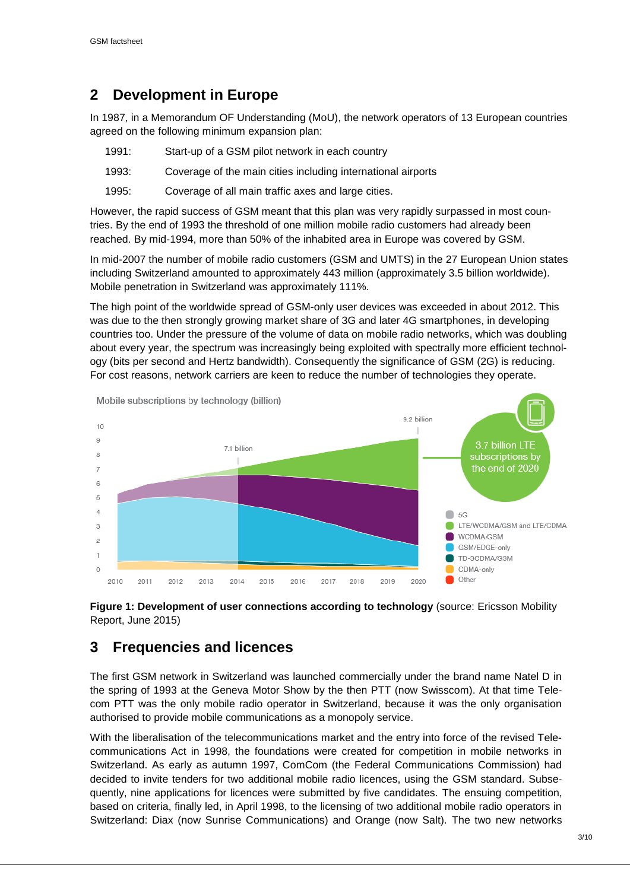## 2 Development in Europe

In 1987, in a Memorandum OF Understanding (MoU), the network operators of 13 European countries agreed on the following minimum expansion plan:

1991: Start-up of a GSM pilot network in each country

1993: Coverage of the main cities including international airports

1995: Coverage of all main traffic axes and large cities.

However, the rapid success of GSM meant that this plan was very rapidly surpassed in most countries. By the end of 1993 the threshold of one million mobile radio customers had already been reached. By mid-1994, more than 50% of the inhabited area in Europe was covered by GSM.

In mid-2007 the number of mobile radio customers (GSM and UMTS) in the 27 European Union states including Switzerland amounted to approximately 443 million (approximately 3.5 billion worldwide). Mobile penetration in Switzerland was approximately 111%.

The high point of the worldwide spread of GSM-only user devices was exceeded in about 2012. This was due to the then strongly growing market share of 3G and later 4G smartphones, in developing countries too. Under the pressure of the volume of data on mobile radio networks, which was doubling about every year, the spectrum was increasingly being exploited with spectrally more efficient technology (bits per second and Hertz bandwidth). Consequently the significance of GSM (2G) is reducing. For cost reasons, network carriers are keen to reduce the number of technologies they operate.

**Figure 1: Development of user connections according to technology** (source: Ericsson Mobility Report, June 2015)

## 3 Frequencies and licences

The first GSM network in Switzerland was launched commercially under the brand name Natel D in the spring of 1993 at the Geneva Motor Show by the then PTT (now Swisscom). At that time Telecom PTT was the only mobile radio operator in Switzerland, because it was the only organisation authorised to provide mobile communications as a monopoly service.

With the liberalisation of the telecommunications market and the entry into force of the revised Telecommunications Act in 1998, the foundations were created for competition in mobile networks in Switzerland. As early as autumn 1997, ComCom (the Federal Communications Commission) had decided to invite tenders for two additional mobile radio licences, using the GSM standard. Subsequently, nine applications for licences were submitted by five candidates. The ensuing competition, based on criteria, finally led, in April 1998, to the licensing of two additional mobile radio operators in Switzerland: Diax (now Sunrise Communications) and Orange (now Salt). The two new networks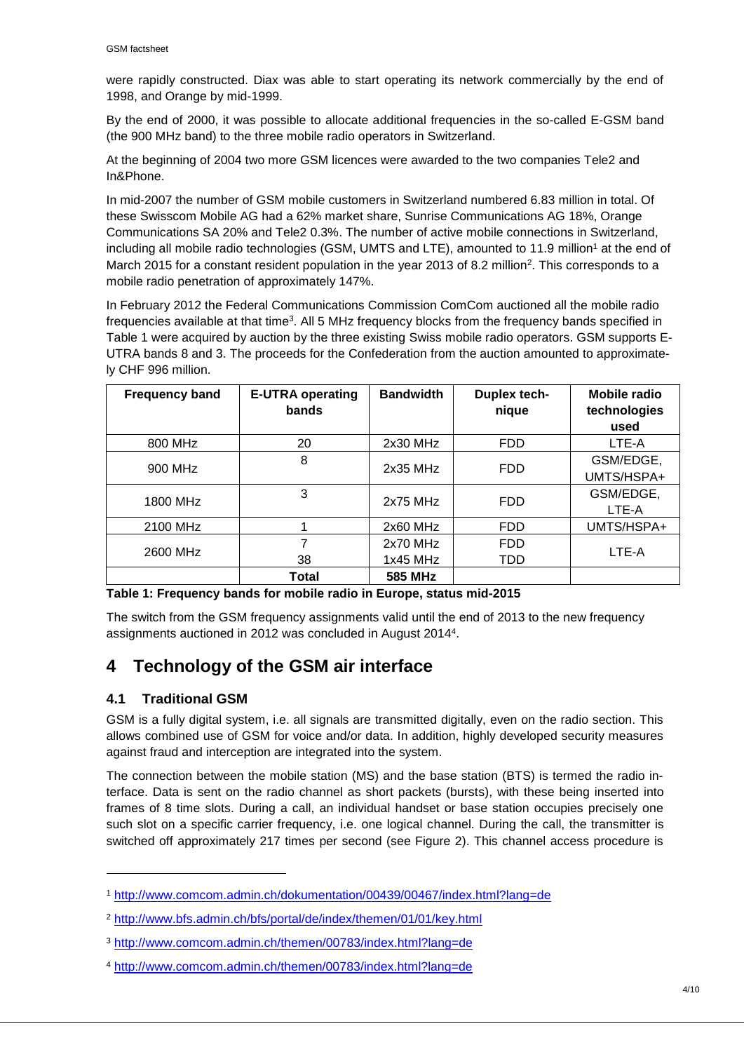were rapidly constructed. Diax was able to start operating its network commercially by the end of 1998, and Orange by mid-1999.

By the end of 2000, it was possible to allocate additional frequencies in the so-called E-GSM band (the 900 MHz band) to the three mobile radio operators in Switzerland.

At the beginning of 2004 two more GSM licences were awarded to the two companies Tele2 and In&Phone.

In mid-2007 the number of GSM mobile customers in Switzerland numbered 6.83 million in total. Of these Swisscom Mobile AG had a 62% market share, Sunrise Communications AG 18%, Orange Communications SA 20% and Tele2 0.3%. The number of active mobile connections in Switzerland, including all mobile radio technologies (GSM, UMTS and LTE), amounted to 11.9 million[1] at the end of March 2015 for a constant resident population in the year 2013 of 8.2 million[2]. This corresponds to a mobile radio penetration of approximately 147%.

In February 2012 the Federal Communications Commission ComCom auctioned all the mobile radio frequencies available at that time[3]. All 5 MHz frequency blocks from the frequency bands specified in Table 1 were acquired by auction by the three existing Swiss mobile radio operators. GSM supports E-UTRA bands 8 and 3. The proceeds for the Confederation from the auction amounted to approximately CHF 996 million.

| Frequency band | E-UTRA operating bands | Bandwidth | Duplex technique | Mobile radio technologies used |
|---|---|---|---|---|
| 800 MHz | 20 | 2x30 MHz | FDD | LTE-A |
| 900 MHz | 8 | 2x35 MHz | FDD | GSM/EDGE, UMTS/HSPA+ |
| 1800 MHz | 3 | 2x75 MHz | FDD | GSM/EDGE, LTE-A |
| 2100 MHz | 1 | 2x60 MHz | FDD | UMTS/HSPA+ |
| 2600 MHz | 7<br>38 | 2x70 MHz<br>1x45 MHz | FDD<br>TDD | LTE-A |
| | **Total** | **585 MHz** | | |

**Table 1: Frequency bands for mobile radio in Europe, status mid-2015**

The switch from the GSM frequency assignments valid until the end of 2013 to the new frequency assignments auctioned in 2012 was concluded in August 2014[4].

# 4 Technology of the GSM air interface

## 4.1 Traditional GSM

GSM is a fully digital system, i.e. all signals are transmitted digitally, even on the radio section. This allows combined use of GSM for voice and/or data. In addition, highly developed security measures against fraud and interception are integrated into the system.

The connection between the mobile station (MS) and the base station (BTS) is termed the radio interface. Data is sent on the radio channel as short packets (bursts), with these being inserted into frames of 8 time slots. During a call, an individual handset or base station occupies precisely one such slot on a specific carrier frequency, i.e. one logical channel. During the call, the transmitter is switched off approximately 217 times per second (see Figure 2). This channel access procedure is

[1] http://www.comcom.admin.ch/dokumentation/00439/00467/index.html?lang=de

[2] http://www.bfs.admin.ch/bfs/portal/de/index/themen/01/01/key.html

[3] http://www.comcom.admin.ch/themen/00783/index.html?lang=de

[4] http://www.comcom.admin.ch/themen/00783/index.html?lang=de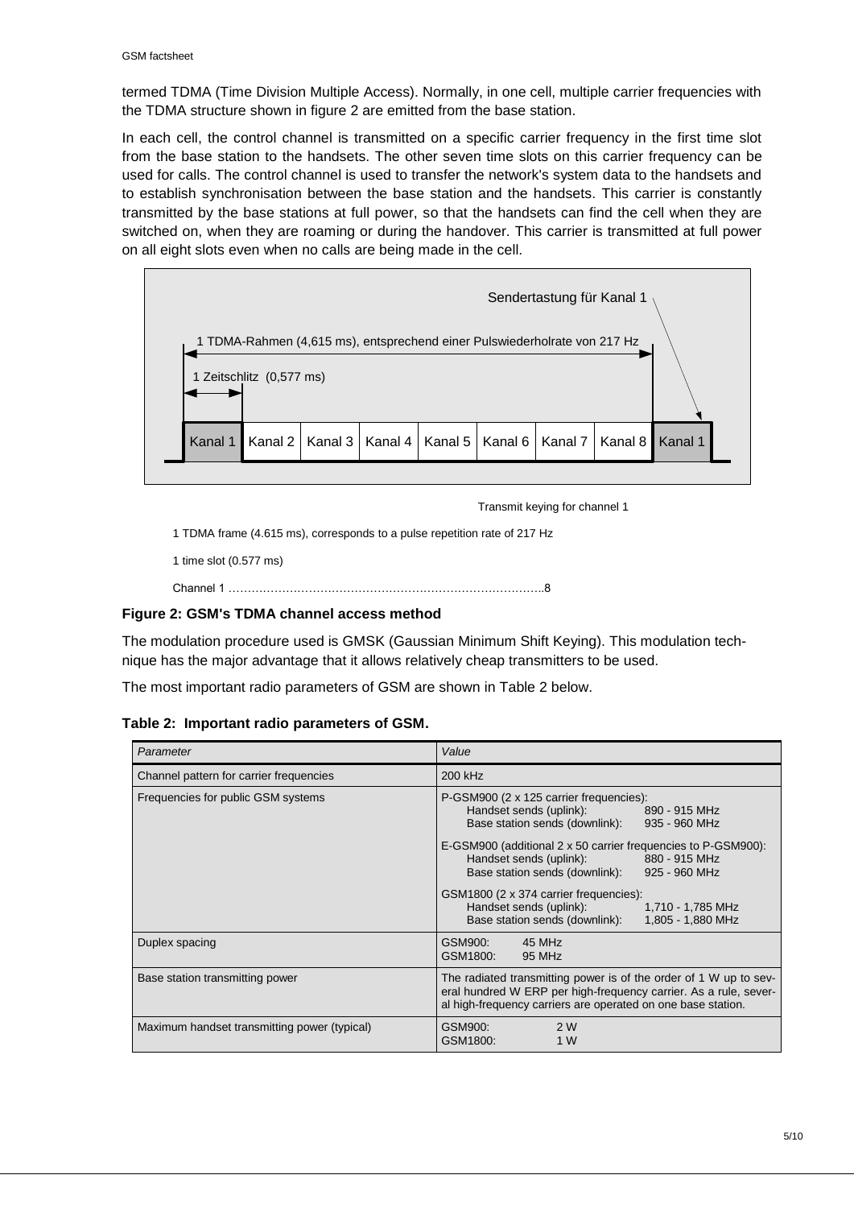termed TDMA (Time Division Multiple Access). Normally, in one cell, multiple carrier frequencies with the TDMA structure shown in figure 2 are emitted from the base station.

In each cell, the control channel is transmitted on a specific carrier frequency in the first time slot from the base station to the handsets. The other seven time slots on this carrier frequency can be used for calls. The control channel is used to transfer the network's system data to the handsets and to establish synchronisation between the base station and the handsets. This carrier is constantly transmitted by the base stations at full power, so that the handsets can find the cell when they are switched on, when they are roaming or during the handover. This carrier is transmitted at full power on all eight slots even when no calls are being made in the cell.

Sendertastung für Kanal 1

1 TDMA-Rahmen (4,615 ms), entsprechend einer Pulswiederholrate von 217 Hz

1 Zeitschlitz (0,577 ms)

| Kanal 1 | Kanal 2 | Kanal 3 | Kanal 4 | Kanal 5 | Kanal 6 | Kanal 7 | Kanal 8 | Kanal 1 |
|---|---|---|---|---|---|---|---|---|

Transmit keying for channel 1

1 TDMA frame (4.615 ms), corresponds to a pulse repetition rate of 217 Hz

1 time slot (0.577 ms)

Channel 1 ………………………………………………………………………..8

**Figure 2: GSM's TDMA channel access method**

The modulation procedure used is GMSK (Gaussian Minimum Shift Keying). This modulation technique has the major advantage that it allows relatively cheap transmitters to be used.

The most important radio parameters of GSM are shown in Table 2 below.

**Table 2: Important radio parameters of GSM.**

| *Parameter* | *Value* |
|---|---|
| Channel pattern for carrier frequencies | 200 kHz |
| Frequencies for public GSM systems | P-GSM900 (2 x 125 carrier frequencies):<br>Handset sends (uplink): 890 - 915 MHz<br>Base station sends (downlink): 935 - 960 MHz<br><br>E-GSM900 (additional 2 x 50 carrier frequencies to P-GSM900):<br>Handset sends (uplink): 880 - 915 MHz<br>Base station sends (downlink): 925 - 960 MHz<br><br>GSM1800 (2 x 374 carrier frequencies):<br>Handset sends (uplink): 1,710 - 1,785 MHz<br>Base station sends (downlink): 1,805 - 1,880 MHz |
| Duplex spacing | GSM900: 45 MHz<br>GSM1800: 95 MHz |
| Base station transmitting power | The radiated transmitting power is of the order of 1 W up to several hundred W ERP per high-frequency carrier. As a rule, several high-frequency carriers are operated on one base station. |
| Maximum handset transmitting power (typical) | GSM900: 2 W<br>GSM1800: 1 W |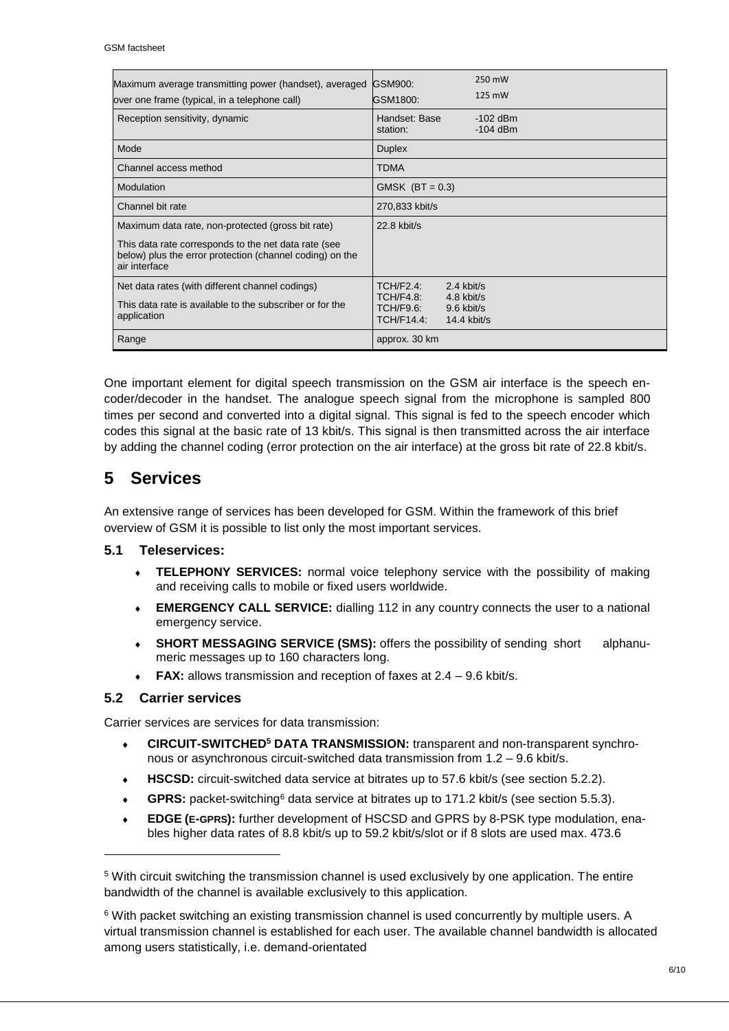| | |
|---|---|
| Maximum average transmitting power (handset), averaged over one frame (typical, in a telephone call) | GSM900: 250 mW<br>GSM1800: 125 mW |
| Reception sensitivity, dynamic | Handset: -102 dBm<br>Base station: -104 dBm |
| Mode | Duplex |
| Channel access method | TDMA |
| Modulation | GMSK (BT = 0.3) |
| Channel bit rate | 270,833 kbit/s |
| Maximum data rate, non-protected (gross bit rate)<br><br>This data rate corresponds to the net data rate (see below) plus the error protection (channel coding) on the air interface | 22.8 kbit/s |
| Net data rates (with different channel codings)<br><br>This data rate is available to the subscriber or for the application | TCH/F2.4: 2.4 kbit/s<br>TCH/F4.8: 4.8 kbit/s<br>TCH/F9.6: 9.6 kbit/s<br>TCH/F14.4: 14.4 kbit/s |
| Range | approx. 30 km |

One important element for digital speech transmission on the GSM air interface is the speech encoder/decoder in the handset. The analogue speech signal from the microphone is sampled 800 times per second and converted into a digital signal. This signal is fed to the speech encoder which codes this signal at the basic rate of 13 kbit/s. This signal is then transmitted across the air interface by adding the channel coding (error protection on the air interface) at the gross bit rate of 22.8 kbit/s.

# 5 Services

An extensive range of services has been developed for GSM. Within the framework of this brief overview of GSM it is possible to list only the most important services.

## 5.1 Teleservices:

- **TELEPHONY SERVICES:** normal voice telephony service with the possibility of making and receiving calls to mobile or fixed users worldwide.
- **EMERGENCY CALL SERVICE:** dialling 112 in any country connects the user to a national emergency service.
- **SHORT MESSAGING SERVICE (SMS):** offers the possibility of sending short alphanumeric messages up to 160 characters long.
- **FAX:** allows transmission and reception of faxes at 2.4 – 9.6 kbit/s.

## 5.2 Carrier services

Carrier services are services for data transmission:

- **CIRCUIT-SWITCHED[5] DATA TRANSMISSION:** transparent and non-transparent synchronous or asynchronous circuit-switched data transmission from 1.2 – 9.6 kbit/s.
- **HSCSD:** circuit-switched data service at bitrates up to 57.6 kbit/s (see section 5.2.2).
- **GPRS:** packet-switching[6] data service at bitrates up to 171.2 kbit/s (see section 5.5.3).
- **EDGE (E-GPRS):** further development of HSCSD and GPRS by 8-PSK type modulation, enables higher data rates of 8.8 kbit/s up to 59.2 kbit/s/slot or if 8 slots are used max. 473.6

[5] With circuit switching the transmission channel is used exclusively by one application. The entire bandwidth of the channel is available exclusively to this application.

[6] With packet switching an existing transmission channel is used concurrently by multiple users. A virtual transmission channel is established for each user. The available channel bandwidth is allocated among users statistically, i.e. demand-orientated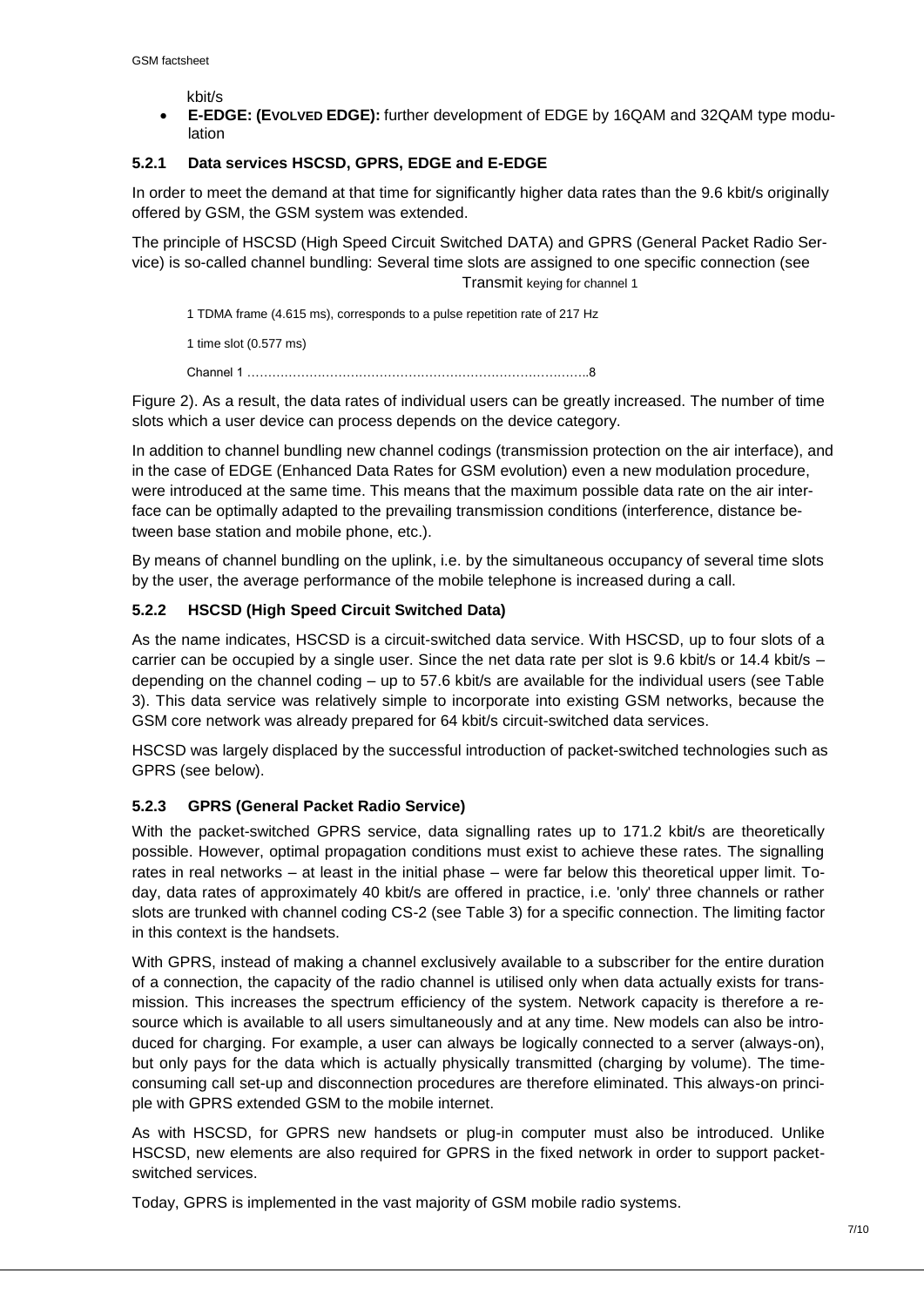kbit/s

- **E-EDGE: (EVOLVED EDGE):** further development of EDGE by 16QAM and 32QAM type modulation

### 5.2.1 Data services HSCSD, GPRS, EDGE and E-EDGE

In order to meet the demand at that time for significantly higher data rates than the 9.6 kbit/s originally offered by GSM, the GSM system was extended.

The principle of HSCSD (High Speed Circuit Switched DATA) and GPRS (General Packet Radio Service) is so-called channel bundling: Several time slots are assigned to one specific connection (see Transmit keying for channel 1

1 TDMA frame (4.615 ms), corresponds to a pulse repetition rate of 217 Hz

1 time slot (0.577 ms)

Channel 1 ………………………………………………………………………..8

Figure 2). As a result, the data rates of individual users can be greatly increased. The number of time slots which a user device can process depends on the device category.

In addition to channel bundling new channel codings (transmission protection on the air interface), and in the case of EDGE (Enhanced Data Rates for GSM evolution) even a new modulation procedure, were introduced at the same time. This means that the maximum possible data rate on the air interface can be optimally adapted to the prevailing transmission conditions (interference, distance between base station and mobile phone, etc.).

By means of channel bundling on the uplink, i.e. by the simultaneous occupancy of several time slots by the user, the average performance of the mobile telephone is increased during a call.

### 5.2.2 HSCSD (High Speed Circuit Switched Data)

As the name indicates, HSCSD is a circuit-switched data service. With HSCSD, up to four slots of a carrier can be occupied by a single user. Since the net data rate per slot is 9.6 kbit/s or 14.4 kbit/s – depending on the channel coding – up to 57.6 kbit/s are available for the individual users (see Table 3). This data service was relatively simple to incorporate into existing GSM networks, because the GSM core network was already prepared for 64 kbit/s circuit-switched data services.

HSCSD was largely displaced by the successful introduction of packet-switched technologies such as GPRS (see below).

### 5.2.3 GPRS (General Packet Radio Service)

With the packet-switched GPRS service, data signalling rates up to 171.2 kbit/s are theoretically possible. However, optimal propagation conditions must exist to achieve these rates. The signalling rates in real networks – at least in the initial phase – were far below this theoretical upper limit. Today, data rates of approximately 40 kbit/s are offered in practice, i.e. 'only' three channels or rather slots are trunked with channel coding CS-2 (see Table 3) for a specific connection. The limiting factor in this context is the handsets.

With GPRS, instead of making a channel exclusively available to a subscriber for the entire duration of a connection, the capacity of the radio channel is utilised only when data actually exists for transmission. This increases the spectrum efficiency of the system. Network capacity is therefore a resource which is available to all users simultaneously and at any time. New models can also be introduced for charging. For example, a user can always be logically connected to a server (always-on), but only pays for the data which is actually physically transmitted (charging by volume). The time-consuming call set-up and disconnection procedures are therefore eliminated. This always-on principle with GPRS extended GSM to the mobile internet.

As with HSCSD, for GPRS new handsets or plug-in computer must also be introduced. Unlike HSCSD, new elements are also required for GPRS in the fixed network in order to support packet-switched services.

Today, GPRS is implemented in the vast majority of GSM mobile radio systems.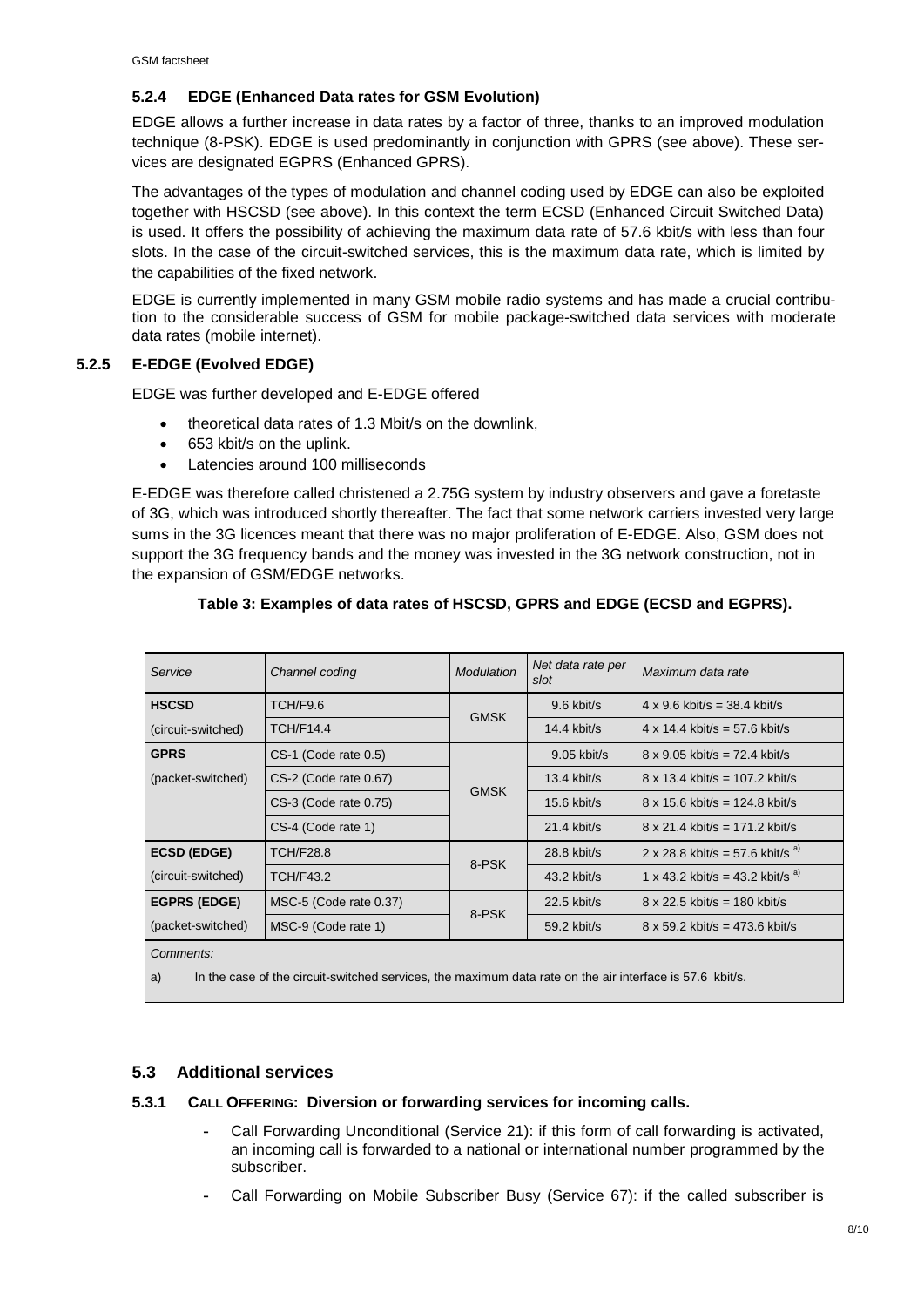#### 5.2.4 EDGE (Enhanced Data rates for GSM Evolution)

EDGE allows a further increase in data rates by a factor of three, thanks to an improved modulation technique (8-PSK). EDGE is used predominantly in conjunction with GPRS (see above). These services are designated EGPRS (Enhanced GPRS).

The advantages of the types of modulation and channel coding used by EDGE can also be exploited together with HSCSD (see above). In this context the term ECSD (Enhanced Circuit Switched Data) is used. It offers the possibility of achieving the maximum data rate of 57.6 kbit/s with less than four slots. In the case of the circuit-switched services, this is the maximum data rate, which is limited by the capabilities of the fixed network.

EDGE is currently implemented in many GSM mobile radio systems and has made a crucial contribution to the considerable success of GSM for mobile package-switched data services with moderate data rates (mobile internet).

#### 5.2.5 E-EDGE (Evolved EDGE)

EDGE was further developed and E-EDGE offered

- theoretical data rates of 1.3 Mbit/s on the downlink,
- 653 kbit/s on the uplink.
- Latencies around 100 milliseconds

E-EDGE was therefore called christened a 2.75G system by industry observers and gave a foretaste of 3G, which was introduced shortly thereafter. The fact that some network carriers invested very large sums in the 3G licences meant that there was no major proliferation of E-EDGE. Also, GSM does not support the 3G frequency bands and the money was invested in the 3G network construction, not in the expansion of GSM/EDGE networks.

**Table 3: Examples of data rates of HSCSD, GPRS and EDGE (ECSD and EGPRS).**

| *Service* | *Channel coding* | *Modulation* | *Net data rate per slot* | *Maximum data rate* |
|---|---|---|---|---|
| **HSCSD** | TCH/F9.6 | GMSK | 9.6 kbit/s | 4 x 9.6 kbit/s = 38.4 kbit/s |
| (circuit-switched) | TCH/F14.4 | | 14.4 kbit/s | 4 x 14.4 kbit/s = 57.6 kbit/s |
| **GPRS** | CS-1 (Code rate 0.5) | GMSK | 9.05 kbit/s | 8 x 9.05 kbit/s = 72.4 kbit/s |
| (packet-switched) | CS-2 (Code rate 0.67) | | 13.4 kbit/s | 8 x 13.4 kbit/s = 107.2 kbit/s |
| | CS-3 (Code rate 0.75) | | 15.6 kbit/s | 8 x 15.6 kbit/s = 124.8 kbit/s |
| | CS-4 (Code rate 1) | | 21.4 kbit/s | 8 x 21.4 kbit/s = 171.2 kbit/s |
| **ECSD (EDGE)** | TCH/F28.8 | 8-PSK | 28.8 kbit/s | 2 x 28.8 kbit/s = 57.6 kbit/s [a] |
| (circuit-switched) | TCH/F43.2 | | 43.2 kbit/s | 1 x 43.2 kbit/s = 43.2 kbit/s [a] |
| **EGPRS (EDGE)** | MSC-5 (Code rate 0.37) | 8-PSK | 22.5 kbit/s | 8 x 22.5 kbit/s = 180 kbit/s |
| (packet-switched) | MSC-9 (Code rate 1) | | 59.2 kbit/s | 8 x 59.2 kbit/s = 473.6 kbit/s |

*Comments:*

a) In the case of the circuit-switched services, the maximum data rate on the air interface is 57.6 kbit/s.

### 5.3 Additional services

#### 5.3.1 CALL OFFERING: Diversion or forwarding services for incoming calls.

- Call Forwarding Unconditional (Service 21): if this form of call forwarding is activated, an incoming call is forwarded to a national or international number programmed by the subscriber.
- Call Forwarding on Mobile Subscriber Busy (Service 67): if the called subscriber is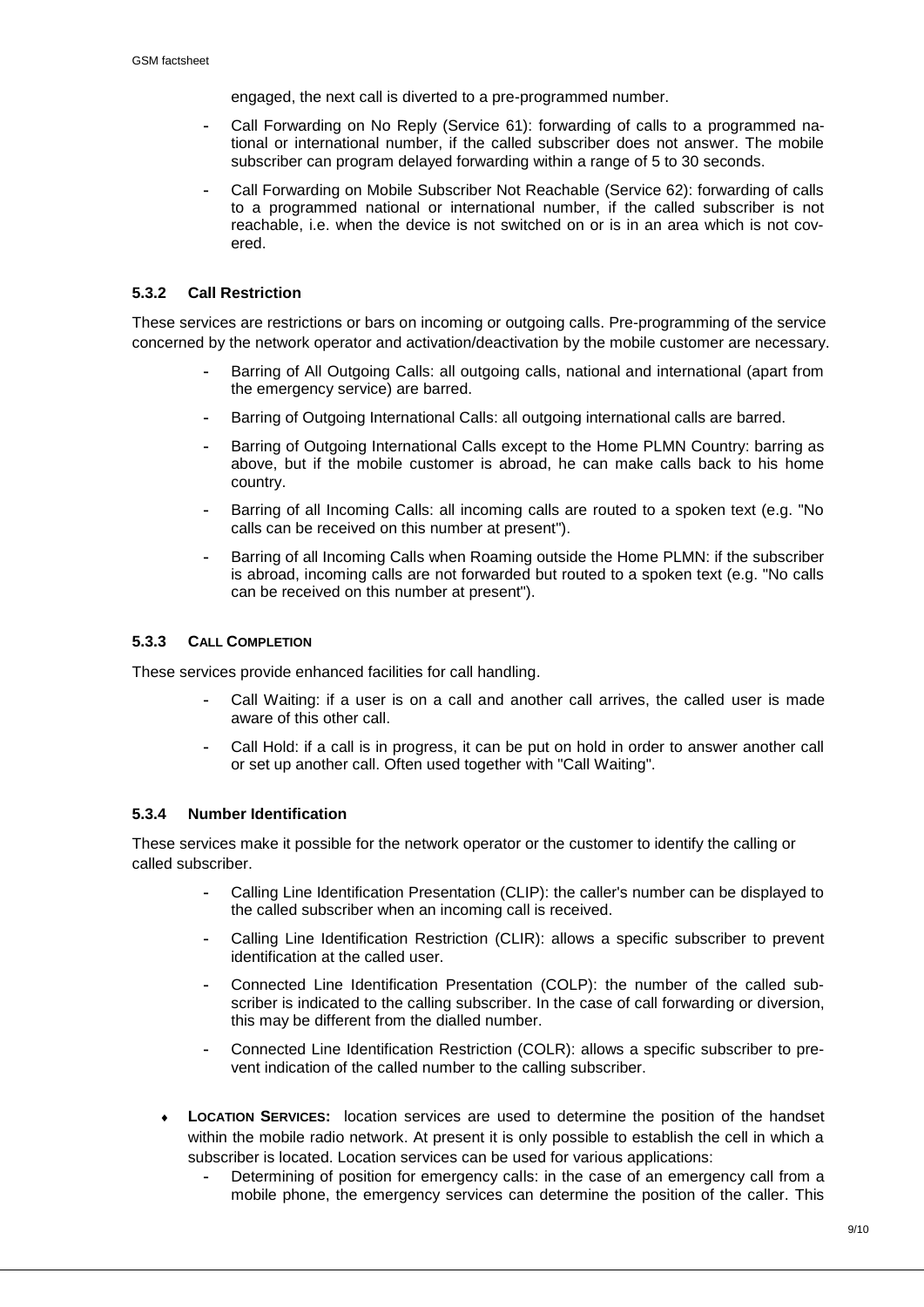engaged, the next call is diverted to a pre-programmed number.

- Call Forwarding on No Reply (Service 61): forwarding of calls to a programmed national or international number, if the called subscriber does not answer. The mobile subscriber can program delayed forwarding within a range of 5 to 30 seconds.
- Call Forwarding on Mobile Subscriber Not Reachable (Service 62): forwarding of calls to a programmed national or international number, if the called subscriber is not reachable, i.e. when the device is not switched on or is in an area which is not covered.

#### 5.3.2 Call Restriction

These services are restrictions or bars on incoming or outgoing calls. Pre-programming of the service concerned by the network operator and activation/deactivation by the mobile customer are necessary.

- Barring of All Outgoing Calls: all outgoing calls, national and international (apart from the emergency service) are barred.
- Barring of Outgoing International Calls: all outgoing international calls are barred.
- Barring of Outgoing International Calls except to the Home PLMN Country: barring as above, but if the mobile customer is abroad, he can make calls back to his home country.
- Barring of all Incoming Calls: all incoming calls are routed to a spoken text (e.g. "No calls can be received on this number at present").
- Barring of all Incoming Calls when Roaming outside the Home PLMN: if the subscriber is abroad, incoming calls are not forwarded but routed to a spoken text (e.g. "No calls can be received on this number at present").

#### 5.3.3 Call Completion

These services provide enhanced facilities for call handling.

- Call Waiting: if a user is on a call and another call arrives, the called user is made aware of this other call.
- Call Hold: if a call is in progress, it can be put on hold in order to answer another call or set up another call. Often used together with "Call Waiting".

#### 5.3.4 Number Identification

These services make it possible for the network operator or the customer to identify the calling or called subscriber.

- Calling Line Identification Presentation (CLIP): the caller's number can be displayed to the called subscriber when an incoming call is received.
- Calling Line Identification Restriction (CLIR): allows a specific subscriber to prevent identification at the called user.
- Connected Line Identification Presentation (COLP): the number of the called subscriber is indicated to the calling subscriber. In the case of call forwarding or diversion, this may be different from the dialled number.
- Connected Line Identification Restriction (COLR): allows a specific subscriber to prevent indication of the called number to the calling subscriber.

- **Location Services:** location services are used to determine the position of the handset within the mobile radio network. At present it is only possible to establish the cell in which a subscriber is located. Location services can be used for various applications:
  - Determining of position for emergency calls: in the case of an emergency call from a mobile phone, the emergency services can determine the position of the caller. This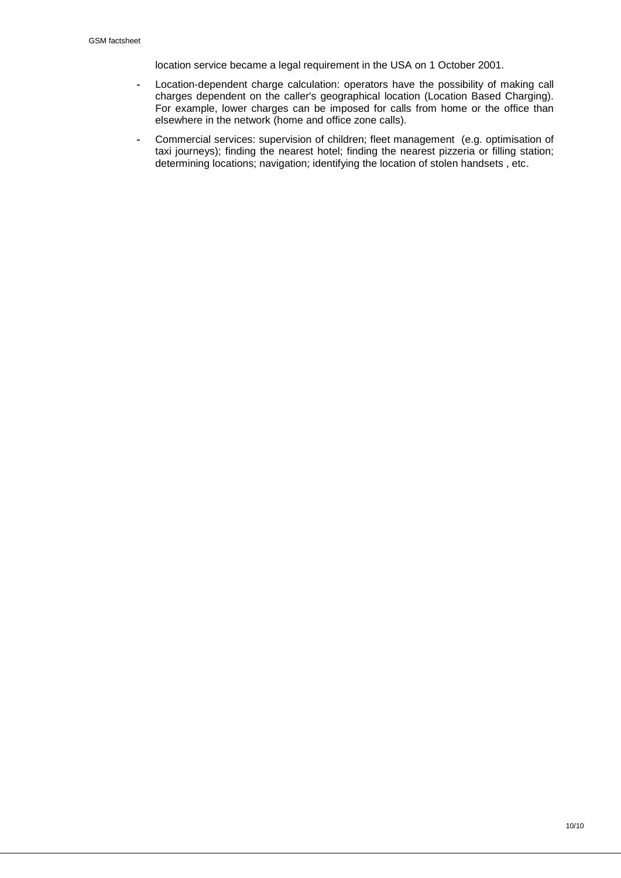location service became a legal requirement in the USA on 1 October 2001.

- Location-dependent charge calculation: operators have the possibility of making call charges dependent on the caller's geographical location (Location Based Charging). For example, lower charges can be imposed for calls from home or the office than elsewhere in the network (home and office zone calls).
- Commercial services: supervision of children; fleet management (e.g. optimisation of taxi journeys); finding the nearest hotel; finding the nearest pizzeria or filling station; determining locations; navigation; identifying the location of stolen handsets , etc.